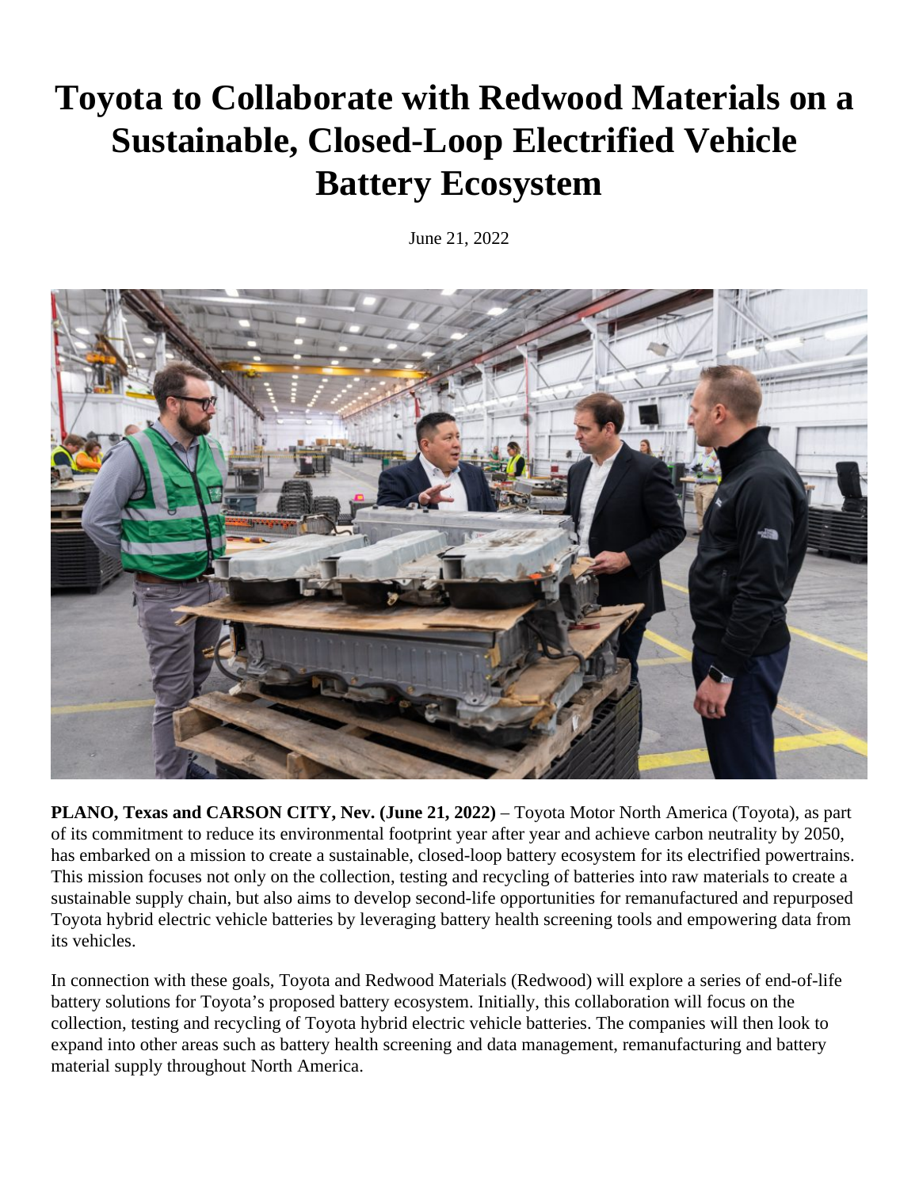# Toyota to Collaborate with Redwood Materials on a Sustainable, Closed-Loop Electrified Vehicle Battery Ecosystem

June 21, 2022

**PLANO, Texas and CARSON CITY, Nev. (June 21, 2022)** – Toyota Motor North America (Toyota), as part of its commitment to reduce its environmental footprint year after year and achieve carbon neutrality by 2050, has embarked on a mission to create a sustainable, closed-loop battery ecosystem for its electrified powertrains. This mission focuses not only on the collection, testing and recycling of batteries into raw materials to create a sustainable supply chain, but also aims to develop second-life opportunities for remanufactured and repurposed Toyota hybrid electric vehicle batteries by leveraging battery health screening tools and empowering data from its vehicles.

In connection with these goals, Toyota and Redwood Materials (Redwood) will explore a series of end-of-life battery solutions for Toyota's proposed battery ecosystem. Initially, this collaboration will focus on the collection, testing and recycling of Toyota hybrid electric vehicle batteries. The companies will then look to expand into other areas such as battery health screening and data management, remanufacturing and battery material supply throughout North America.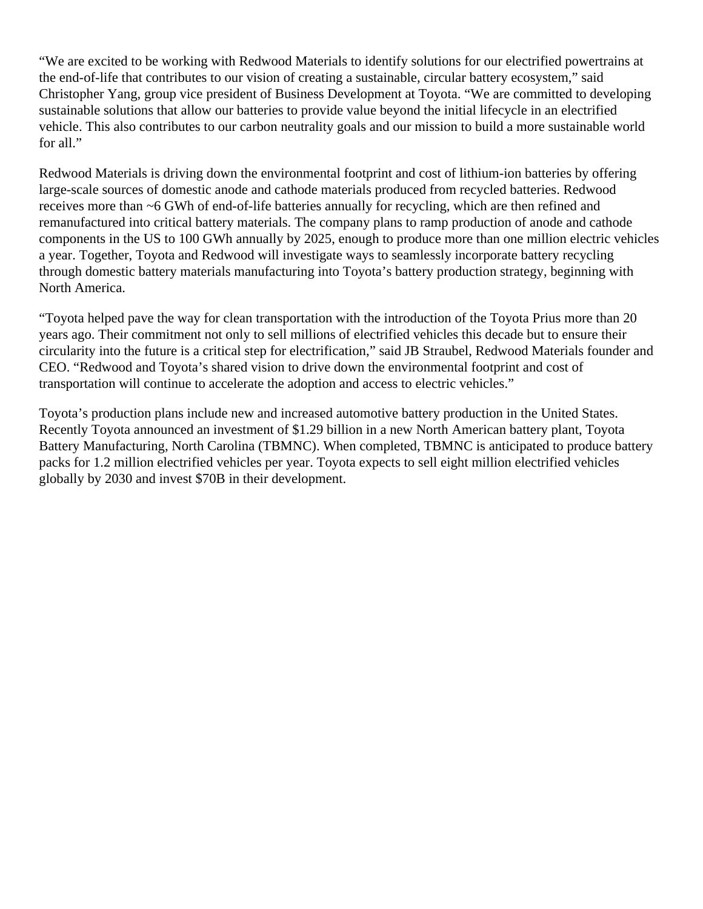"We are excited to be working with Redwood Materials to identify solutions for our electrified powertrains at the end-of-life that contributes to our vision of creating a sustainable, circular battery ecosystem," said Christopher Yang, group vice president of Business Development at Toyota. "We are committed to developing sustainable solutions that allow our batteries to provide value beyond the initial lifecycle in an electrified vehicle. This also contributes to our carbon neutrality goals and our mission to build a more sustainable world for all."

Redwood Materials is driving down the environmental footprint and cost of lithium-ion batteries by offering large-scale sources of domestic anode and cathode materials produced from recycled batteries. Redwood receives more than ~6 GWh of end-of-life batteries annually for recycling, which are then refined and remanufactured into critical battery materials. The company plans to ramp production of anode and cathode components in the US to 100 GWh annually by 2025, enough to produce more than one million electric vehicles a year. Together, Toyota and Redwood will investigate ways to seamlessly incorporate battery recycling through domestic battery materials manufacturing into Toyota's battery production strategy, beginning with North America.

"Toyota helped pave the way for clean transportation with the introduction of the Toyota Prius more than 20 years ago. Their commitment not only to sell millions of electrified vehicles this decade but to ensure their circularity into the future is a critical step for electrification," said JB Straubel, Redwood Materials founder and CEO. "Redwood and Toyota's shared vision to drive down the environmental footprint and cost of transportation will continue to accelerate the adoption and access to electric vehicles."

Toyota's production plans include new and increased automotive battery production in the United States. Recently Toyota announced an investment of $1.29 billion in a new North American battery plant, Toyota Battery Manufacturing, North Carolina (TBMNC). When completed, TBMNC is anticipated to produce battery packs for 1.2 million electrified vehicles per year. Toyota expects to sell eight million electrified vehicles globally by 2030 and invest $70B in their development.